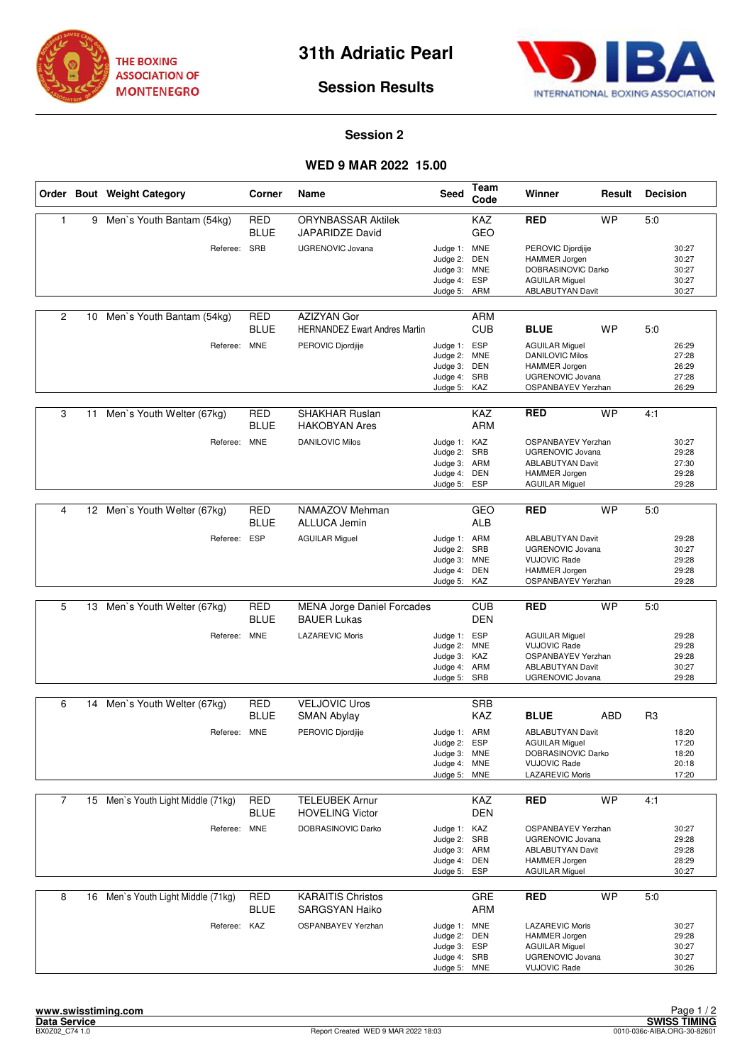THE BOXING ASSOCIATION OF MONTENEGRO

# 31th Adriatic Pearl

## Session Results

### Session 2

### WED 9 MAR 2022 15.00

| Order | Bout | Weight Category | Corner | Name | Seed | Team Code | Winner | Result | Decision |
|---|---|---|---|---|---|---|---|---|---|
| 1 | 9 | Men`s Youth Bantam (54kg) | RED | ORYNBASSAR Aktilek | | KAZ | RED | WP | 5:0 |
| | | | BLUE | JAPARIDZE David | | GEO | | | |
| | | Referee: | SRB | UGRENOVIC Jovana | Judge 1: | MNE | PEROVIC Djordjije | | 30:27 |
| | | | | | Judge 2: | DEN | HAMMER Jorgen | | 30:27 |
| | | | | | Judge 3: | MNE | DOBRASINOVIC Darko | | 30:27 |
| | | | | | Judge 4: | ESP | AGUILAR Miguel | | 30:27 |
| | | | | | Judge 5: | ARM | ABLABUTYAN Davit | | 30:27 |
| 2 | 10 | Men`s Youth Bantam (54kg) | RED | AZIZYAN Gor | | ARM | | | |
| | | | BLUE | HERNANDEZ Ewart Andres Martin | | CUB | BLUE | WP | 5:0 |
| | | Referee: | MNE | PEROVIC Djordjije | Judge 1: | ESP | AGUILAR Miguel | | 26:29 |
| | | | | | Judge 2: | MNE | DANILOVIC Milos | | 27:28 |
| | | | | | Judge 3: | DEN | HAMMER Jorgen | | 26:29 |
| | | | | | Judge 4: | SRB | UGRENOVIC Jovana | | 27:28 |
| | | | | | Judge 5: | KAZ | OSPANBAYEV Yerzhan | | 26:29 |
| 3 | 11 | Men`s Youth Welter (67kg) | RED | SHAKHAR Ruslan | | KAZ | RED | WP | 4:1 |
| | | | BLUE | HAKOBYAN Ares | | ARM | | | |
| | | Referee: | MNE | DANILOVIC Milos | Judge 1: | KAZ | OSPANBAYEV Yerzhan | | 30:27 |
| | | | | | Judge 2: | SRB | UGRENOVIC Jovana | | 29:28 |
| | | | | | Judge 3: | ARM | ABLABUTYAN Davit | | 27:30 |
| | | | | | Judge 4: | DEN | HAMMER Jorgen | | 29:28 |
| | | | | | Judge 5: | ESP | AGUILAR Miguel | | 29:28 |
| 4 | 12 | Men`s Youth Welter (67kg) | RED | NAMAZOV Mehman | | GEO | RED | WP | 5:0 |
| | | | BLUE | ALLUCA Jemin | | ALB | | | |
| | | Referee: | ESP | AGUILAR Miguel | Judge 1: | ARM | ABLABUTYAN Davit | | 29:28 |
| | | | | | Judge 2: | SRB | UGRENOVIC Jovana | | 30:27 |
| | | | | | Judge 3: | MNE | VUJOVIC Rade | | 29:28 |
| | | | | | Judge 4: | DEN | HAMMER Jorgen | | 29:28 |
| | | | | | Judge 5: | KAZ | OSPANBAYEV Yerzhan | | 29:28 |
| 5 | 13 | Men`s Youth Welter (67kg) | RED | MENA Jorge Daniel Forcades | | CUB | RED | WP | 5:0 |
| | | | BLUE | BAUER Lukas | | DEN | | | |
| | | Referee: | MNE | LAZAREVIC Moris | Judge 1: | ESP | AGUILAR Miguel | | 29:28 |
| | | | | | Judge 2: | MNE | VUJOVIC Rade | | 29:28 |
| | | | | | Judge 3: | KAZ | OSPANBAYEV Yerzhan | | 29:28 |
| | | | | | Judge 4: | ARM | ABLABUTYAN Davit | | 30:27 |
| | | | | | Judge 5: | SRB | UGRENOVIC Jovana | | 29:28 |
| 6 | 14 | Men`s Youth Welter (67kg) | RED | VELJOVIC Uros | | SRB | | | |
| | | | BLUE | SMAN Abylay | | KAZ | BLUE | ABD | R3 |
| | | Referee: | MNE | PEROVIC Djordjije | Judge 1: | ARM | ABLABUTYAN Davit | | 18:20 |
| | | | | | Judge 2: | ESP | AGUILAR Miguel | | 17:20 |
| | | | | | Judge 3: | MNE | DOBRASINOVIC Darko | | 18:20 |
| | | | | | Judge 4: | MNE | VUJOVIC Rade | | 20:18 |
| | | | | | Judge 5: | MNE | LAZAREVIC Moris | | 17:20 |
| 7 | 15 | Men`s Youth Light Middle (71kg) | RED | TELEUBEK Arnur | | KAZ | RED | WP | 4:1 |
| | | | BLUE | HOVELING Victor | | DEN | | | |
| | | Referee: | MNE | DOBRASINOVIC Darko | Judge 1: | KAZ | OSPANBAYEV Yerzhan | | 30:27 |
| | | | | | Judge 2: | SRB | UGRENOVIC Jovana | | 29:28 |
| | | | | | Judge 3: | ARM | ABLABUTYAN Davit | | 29:28 |
| | | | | | Judge 4: | DEN | HAMMER Jorgen | | 28:29 |
| | | | | | Judge 5: | ESP | AGUILAR Miguel | | 30:27 |
| 8 | 16 | Men`s Youth Light Middle (71kg) | RED | KARAITIS Christos | | GRE | RED | WP | 5:0 |
| | | | BLUE | SARGSYAN Haiko | | ARM | | | |
| | | Referee: | KAZ | OSPANBAYEV Yerzhan | Judge 1: | MNE | LAZAREVIC Moris | | 30:27 |
| | | | | | Judge 2: | DEN | HAMMER Jorgen | | 29:28 |
| | | | | | Judge 3: | ESP | AGUILAR Miguel | | 30:27 |
| | | | | | Judge 4: | SRB | UGRENOVIC Jovana | | 30:27 |
| | | | | | Judge 5: | MNE | VUJOVIC Rade | | 30:26 |

www.swisstiming.com
Data Service
BX0Z02_C74 1.0

Report Created WED 9 MAR 2022 18:03

SWISS TIMING
0010-036c-AIBA.ORG-30-82601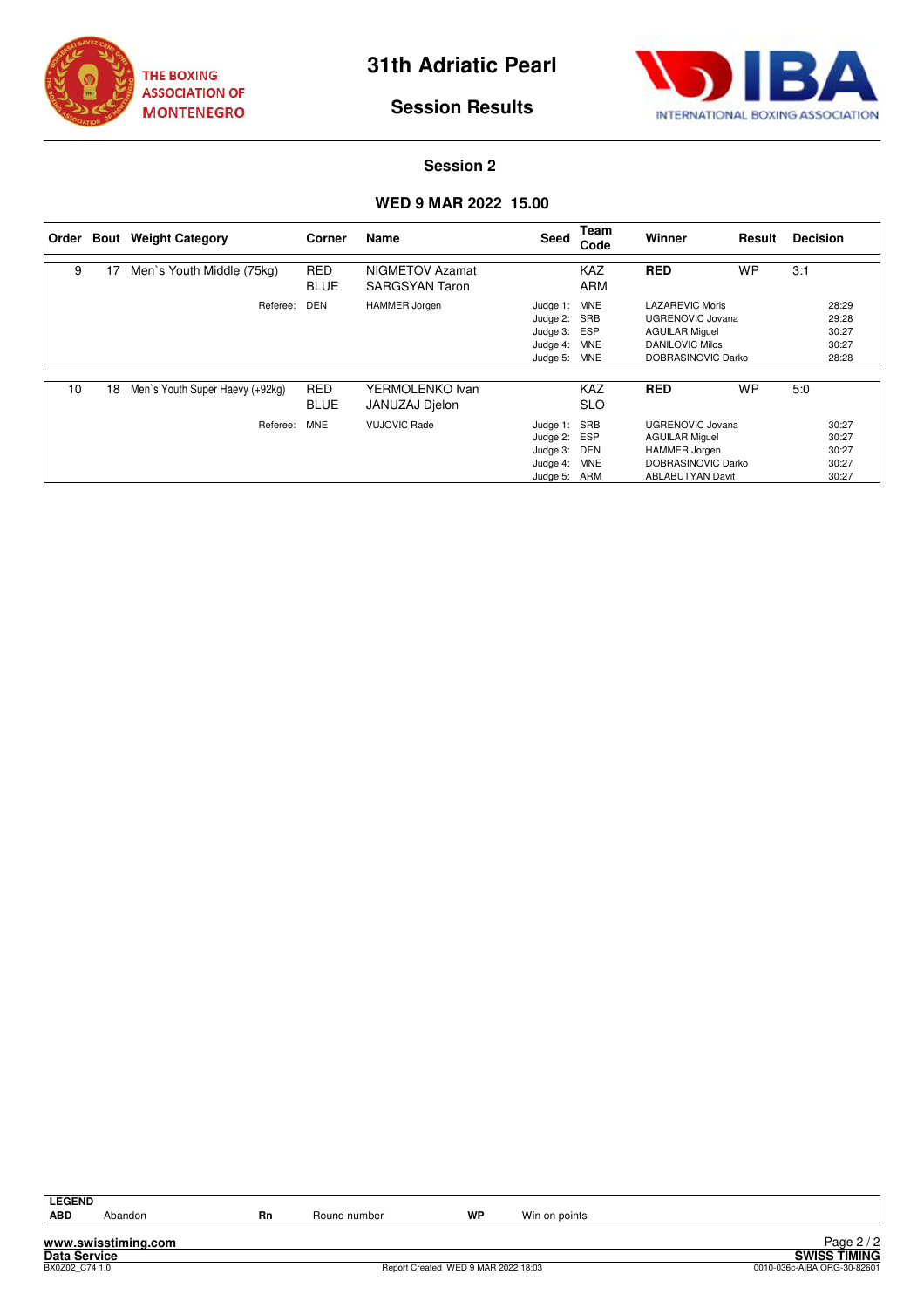# 31th Adriatic Pearl

## Session Results

### Session 2

**WED 9 MAR 2022 15.00**

| Order | Bout | Weight Category | Corner | Name | Seed | Team Code | Winner | Result | Decision |
|---|---|---|---|---|---|---|---|---|---|
| 9 | 17 | Men`s Youth Middle (75kg) | RED<br>BLUE | NIGMETOV Azamat<br>SARGSYAN Taron | | KAZ<br>ARM | **RED** | WP | 3:1 |
| | | Referee: | DEN | HAMMER Jorgen | Judge 1: | MNE | LAZAREVIC Moris | | 28:29 |
| | | | | | Judge 2: | SRB | UGRENOVIC Jovana | | 29:28 |
| | | | | | Judge 3: | ESP | AGUILAR Miguel | | 30:27 |
| | | | | | Judge 4: | MNE | DANILOVIC Milos | | 30:27 |
| | | | | | Judge 5: | MNE | DOBRASINOVIC Darko | | 28:28 |
| 10 | 18 | Men`s Youth Super Haevy (+92kg) | RED<br>BLUE | YERMOLENKO Ivan<br>JANUZAJ Djelon | | KAZ<br>SLO | **RED** | WP | 5:0 |
| | | Referee: | MNE | VUJOVIC Rade | Judge 1: | SRB | UGRENOVIC Jovana | | 30:27 |
| | | | | | Judge 2: | ESP | AGUILAR Miguel | | 30:27 |
| | | | | | Judge 3: | DEN | HAMMER Jorgen | | 30:27 |
| | | | | | Judge 4: | MNE | DOBRASINOVIC Darko | | 30:27 |
| | | | | | Judge 5: | ARM | ABLABUTYAN Davit | | 30:27 |

**LEGEND**

| | | | | | |
|---|---|---|---|---|---|
| **ABD** | Abandon | **Rn** | Round number | **WP** | Win on points |

www.swisstiming.com
Data Service
BX0Z02_C74 1.0
Report Created WED 9 MAR 2022 18:03
SWISS TIMING
0010-036c-AIBA.ORG-30-82601